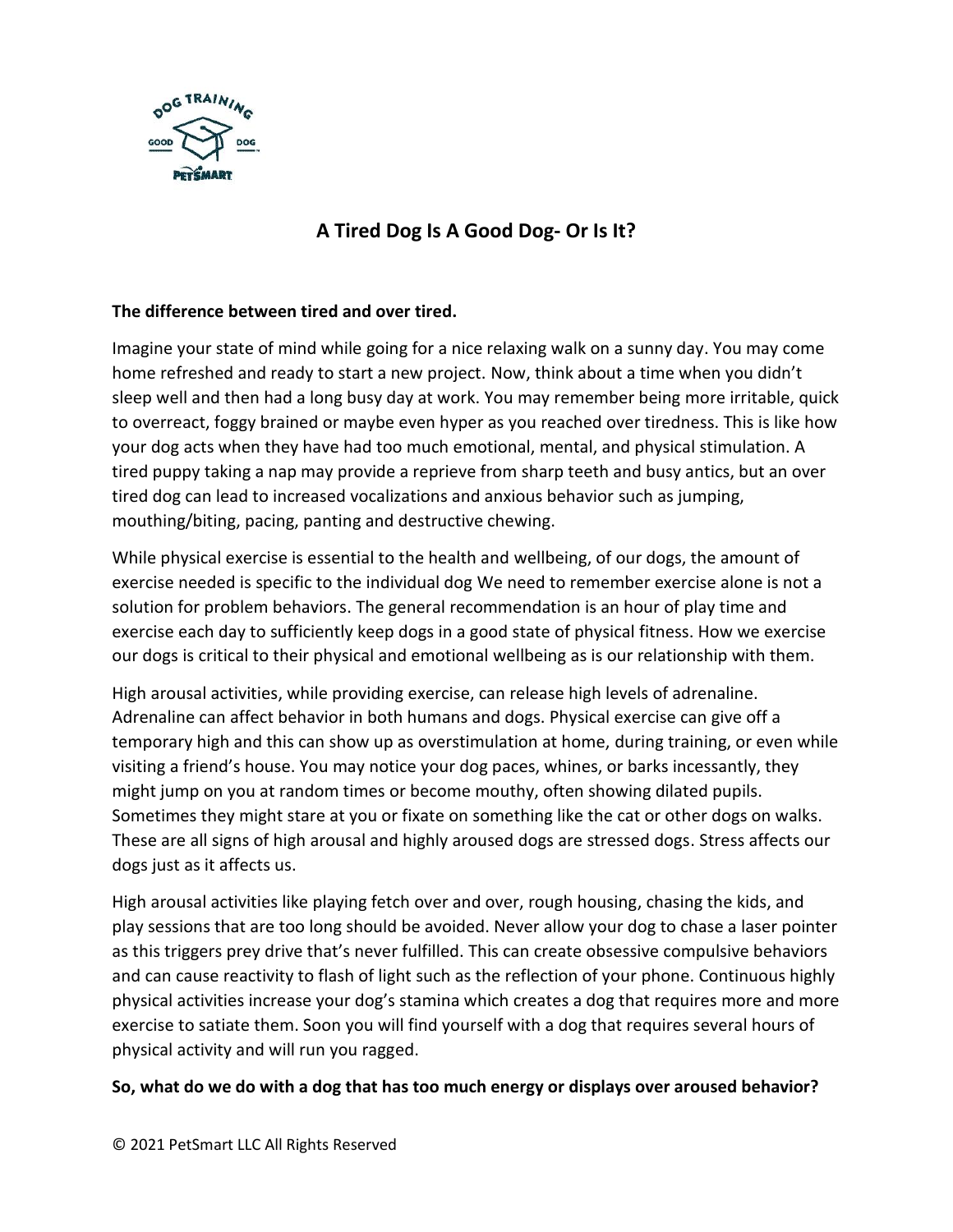# A Tired Dog Is A Good Dog- Or Is It?

**The difference between tired and over tired.**

Imagine your state of mind while going for a nice relaxing walk on a sunny day. You may come home refreshed and ready to start a new project. Now, think about a time when you didn't sleep well and then had a long busy day at work. You may remember being more irritable, quick to overreact, foggy brained or maybe even hyper as you reached over tiredness. This is like how your dog acts when they have had too much emotional, mental, and physical stimulation. A tired puppy taking a nap may provide a reprieve from sharp teeth and busy antics, but an over tired dog can lead to increased vocalizations and anxious behavior such as jumping, mouthing/biting, pacing, panting and destructive chewing.

While physical exercise is essential to the health and wellbeing, of our dogs, the amount of exercise needed is specific to the individual dog We need to remember exercise alone is not a solution for problem behaviors. The general recommendation is an hour of play time and exercise each day to sufficiently keep dogs in a good state of physical fitness. How we exercise our dogs is critical to their physical and emotional wellbeing as is our relationship with them.

High arousal activities, while providing exercise, can release high levels of adrenaline. Adrenaline can affect behavior in both humans and dogs. Physical exercise can give off a temporary high and this can show up as overstimulation at home, during training, or even while visiting a friend's house. You may notice your dog paces, whines, or barks incessantly, they might jump on you at random times or become mouthy, often showing dilated pupils. Sometimes they might stare at you or fixate on something like the cat or other dogs on walks. These are all signs of high arousal and highly aroused dogs are stressed dogs. Stress affects our dogs just as it affects us.

High arousal activities like playing fetch over and over, rough housing, chasing the kids, and play sessions that are too long should be avoided. Never allow your dog to chase a laser pointer as this triggers prey drive that's never fulfilled. This can create obsessive compulsive behaviors and can cause reactivity to flash of light such as the reflection of your phone. Continuous highly physical activities increase your dog's stamina which creates a dog that requires more and more exercise to satiate them. Soon you will find yourself with a dog that requires several hours of physical activity and will run you ragged.

**So, what do we do with a dog that has too much energy or displays over aroused behavior?**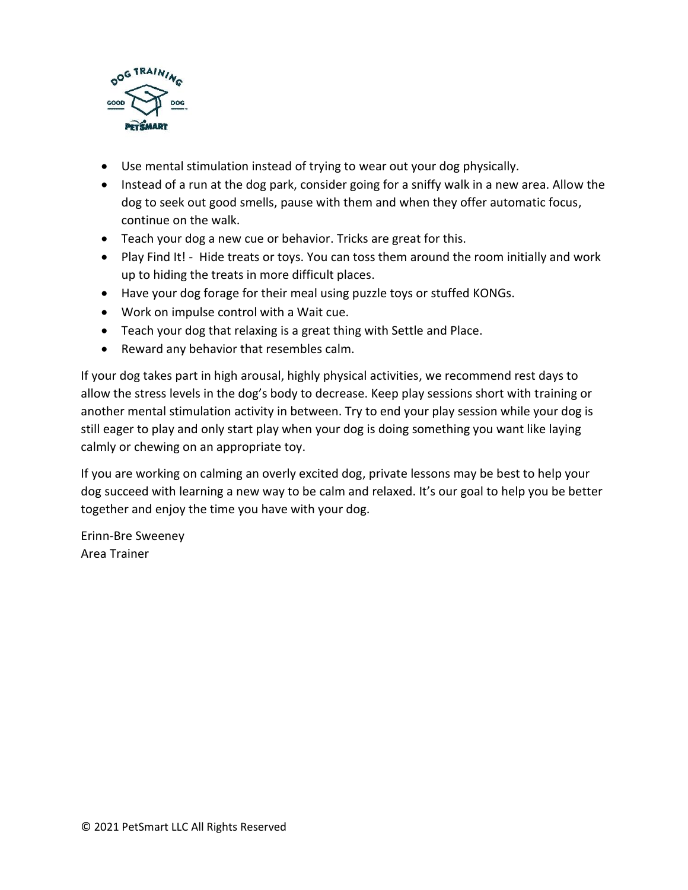- Use mental stimulation instead of trying to wear out your dog physically.
- Instead of a run at the dog park, consider going for a sniffy walk in a new area. Allow the dog to seek out good smells, pause with them and when they offer automatic focus, continue on the walk.
- Teach your dog a new cue or behavior. Tricks are great for this.
- Play Find It! - Hide treats or toys. You can toss them around the room initially and work up to hiding the treats in more difficult places.
- Have your dog forage for their meal using puzzle toys or stuffed KONGs.
- Work on impulse control with a Wait cue.
- Teach your dog that relaxing is a great thing with Settle and Place.
- Reward any behavior that resembles calm.

If your dog takes part in high arousal, highly physical activities, we recommend rest days to allow the stress levels in the dog's body to decrease. Keep play sessions short with training or another mental stimulation activity in between. Try to end your play session while your dog is still eager to play and only start play when your dog is doing something you want like laying calmly or chewing on an appropriate toy.

If you are working on calming an overly excited dog, private lessons may be best to help your dog succeed with learning a new way to be calm and relaxed. It's our goal to help you be better together and enjoy the time you have with your dog.

Erinn-Bre Sweeney
Area Trainer

© 2021 PetSmart LLC All Rights Reserved